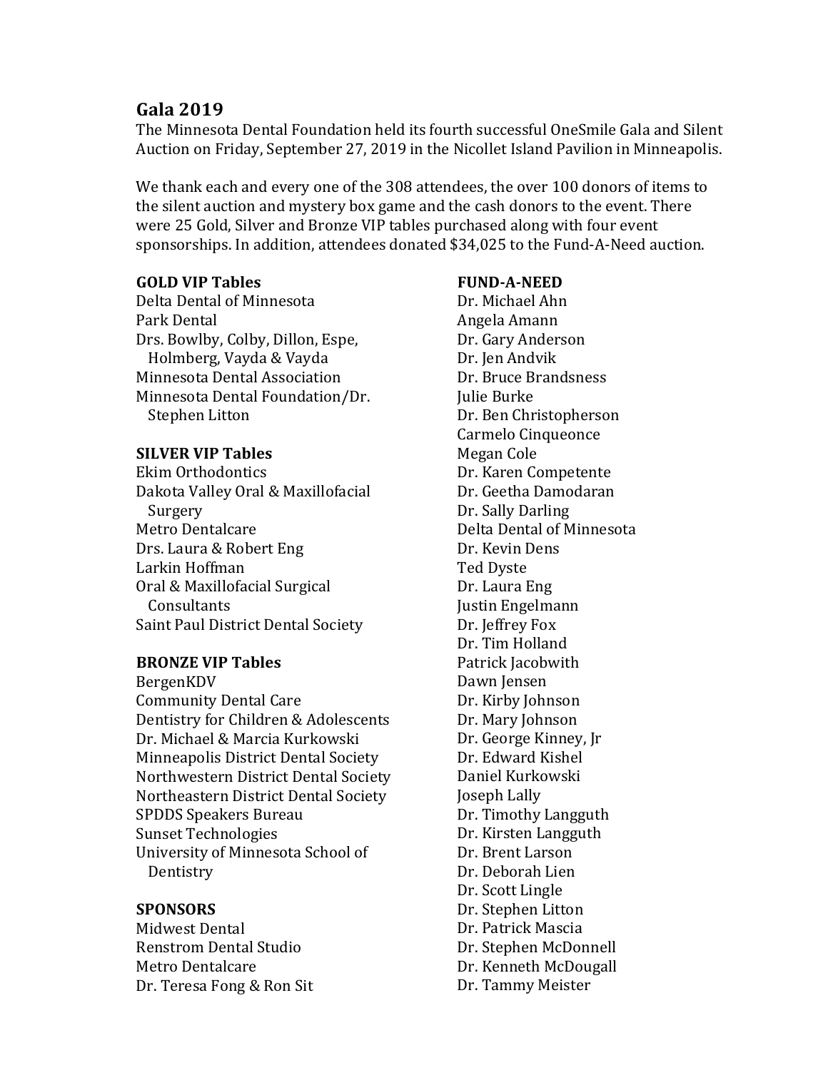## Gala 2019

The Minnesota Dental Foundation held its fourth successful OneSmile Gala and Silent Auction on Friday, September 27, 2019 in the Nicollet Island Pavilion in Minneapolis.

We thank each and every one of the 308 attendees, the over 100 donors of items to the silent auction and mystery box game and the cash donors to the event. There were 25 Gold, Silver and Bronze VIP tables purchased along with four event sponsorships. In addition, attendees donated $34,025 to the Fund-A-Need auction.

**GOLD VIP Tables**

Delta Dental of Minnesota
Park Dental
Drs. Bowlby, Colby, Dillon, Espe, Holmberg, Vayda & Vayda
Minnesota Dental Association
Minnesota Dental Foundation/Dr. Stephen Litton

**SILVER VIP Tables**

Ekim Orthodontics
Dakota Valley Oral & Maxillofacial Surgery
Metro Dentalcare
Drs. Laura & Robert Eng
Larkin Hoffman
Oral & Maxillofacial Surgical Consultants
Saint Paul District Dental Society

**BRONZE VIP Tables**

BergenKDV
Community Dental Care
Dentistry for Children & Adolescents
Dr. Michael & Marcia Kurkowski
Minneapolis District Dental Society
Northwestern District Dental Society
Northeastern District Dental Society
SPDDS Speakers Bureau
Sunset Technologies
University of Minnesota School of Dentistry

**SPONSORS**

Midwest Dental
Renstrom Dental Studio
Metro Dentalcare
Dr. Teresa Fong & Ron Sit

**FUND-A-NEED**

Dr. Michael Ahn
Angela Amann
Dr. Gary Anderson
Dr. Jen Andvik
Dr. Bruce Brandsness
Julie Burke
Dr. Ben Christopherson
Carmelo Cinqueonce
Megan Cole
Dr. Karen Competente
Dr. Geetha Damodaran
Dr. Sally Darling
Delta Dental of Minnesota
Dr. Kevin Dens
Ted Dyste
Dr. Laura Eng
Justin Engelmann
Dr. Jeffrey Fox
Dr. Tim Holland
Patrick Jacobwith
Dawn Jensen
Dr. Kirby Johnson
Dr. Mary Johnson
Dr. George Kinney, Jr
Dr. Edward Kishel
Daniel Kurkowski
Joseph Lally
Dr. Timothy Langguth
Dr. Kirsten Langguth
Dr. Brent Larson
Dr. Deborah Lien
Dr. Scott Lingle
Dr. Stephen Litton
Dr. Patrick Mascia
Dr. Stephen McDonnell
Dr. Kenneth McDougall
Dr. Tammy Meister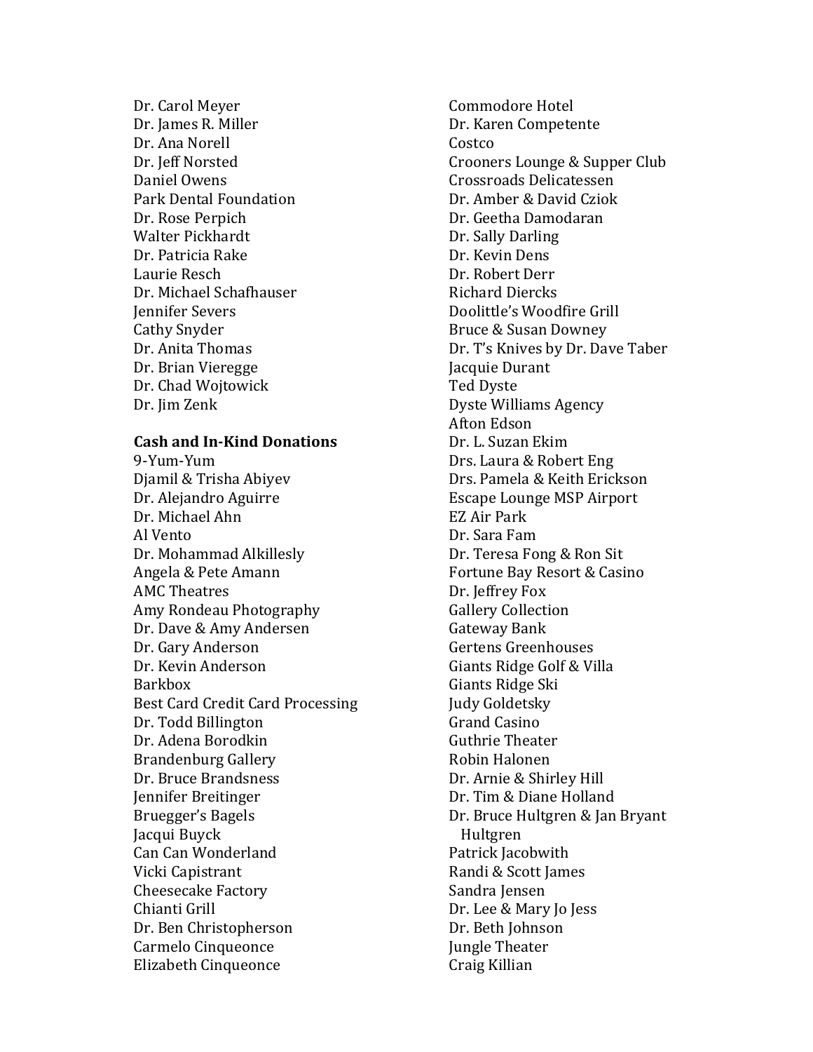Dr. Carol Meyer
Dr. James R. Miller
Dr. Ana Norell
Dr. Jeff Norsted
Daniel Owens
Park Dental Foundation
Dr. Rose Perpich
Walter Pickhardt
Dr. Patricia Rake
Laurie Resch
Dr. Michael Schafhauser
Jennifer Severs
Cathy Snyder
Dr. Anita Thomas
Dr. Brian Vieregge
Dr. Chad Wojtowick
Dr. Jim Zenk

**Cash and In-Kind Donations**

9-Yum-Yum
Djamil & Trisha Abiyev
Dr. Alejandro Aguirre
Dr. Michael Ahn
Al Vento
Dr. Mohammad Alkillesly
Angela & Pete Amann
AMC Theatres
Amy Rondeau Photography
Dr. Dave & Amy Andersen
Dr. Gary Anderson
Dr. Kevin Anderson
Barkbox
Best Card Credit Card Processing
Dr. Todd Billington
Dr. Adena Borodkin
Brandenburg Gallery
Dr. Bruce Brandsness
Jennifer Breitinger
Bruegger's Bagels
Jacqui Buyck
Can Can Wonderland
Vicki Capistrant
Cheesecake Factory
Chianti Grill
Dr. Ben Christopherson
Carmelo Cinqueonce
Elizabeth Cinqueonce
Commodore Hotel
Dr. Karen Competente
Costco
Crooners Lounge & Supper Club
Crossroads Delicatessen
Dr. Amber & David Cziok
Dr. Geetha Damodaran
Dr. Sally Darling
Dr. Kevin Dens
Dr. Robert Derr
Richard Diercks
Doolittle's Woodfire Grill
Bruce & Susan Downey
Dr. T's Knives by Dr. Dave Taber
Jacquie Durant
Ted Dyste
Dyste Williams Agency
Afton Edson
Dr. L. Suzan Ekim
Drs. Laura & Robert Eng
Drs. Pamela & Keith Erickson
Escape Lounge MSP Airport
EZ Air Park
Dr. Sara Fam
Dr. Teresa Fong & Ron Sit
Fortune Bay Resort & Casino
Dr. Jeffrey Fox
Gallery Collection
Gateway Bank
Gertens Greenhouses
Giants Ridge Golf & Villa
Giants Ridge Ski
Judy Goldetsky
Grand Casino
Guthrie Theater
Robin Halonen
Dr. Arnie & Shirley Hill
Dr. Tim & Diane Holland
Dr. Bruce Hultgren & Jan Bryant Hultgren
Patrick Jacobwith
Randi & Scott James
Sandra Jensen
Dr. Lee & Mary Jo Jess
Dr. Beth Johnson
Jungle Theater
Craig Killian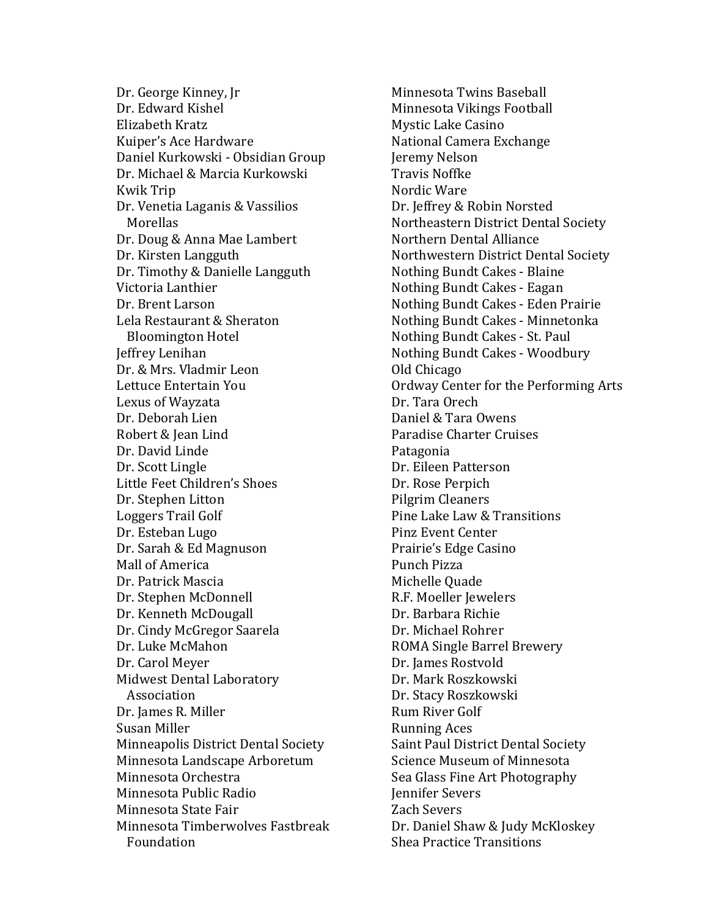Dr. George Kinney, Jr
Dr. Edward Kishel
Elizabeth Kratz
Kuiper's Ace Hardware
Daniel Kurkowski - Obsidian Group
Dr. Michael & Marcia Kurkowski
Kwik Trip
Dr. Venetia Laganis & Vassilios Morellas
Dr. Doug & Anna Mae Lambert
Dr. Kirsten Langguth
Dr. Timothy & Danielle Langguth
Victoria Lanthier
Dr. Brent Larson
Lela Restaurant & Sheraton Bloomington Hotel
Jeffrey Lenihan
Dr. & Mrs. Vladmir Leon
Lettuce Entertain You
Lexus of Wayzata
Dr. Deborah Lien
Robert & Jean Lind
Dr. David Linde
Dr. Scott Lingle
Little Feet Children's Shoes
Dr. Stephen Litton
Loggers Trail Golf
Dr. Esteban Lugo
Dr. Sarah & Ed Magnuson
Mall of America
Dr. Patrick Mascia
Dr. Stephen McDonnell
Dr. Kenneth McDougall
Dr. Cindy McGregor Saarela
Dr. Luke McMahon
Dr. Carol Meyer
Midwest Dental Laboratory Association
Dr. James R. Miller
Susan Miller
Minneapolis District Dental Society
Minnesota Landscape Arboretum
Minnesota Orchestra
Minnesota Public Radio
Minnesota State Fair
Minnesota Timberwolves Fastbreak Foundation
Minnesota Twins Baseball
Minnesota Vikings Football
Mystic Lake Casino
National Camera Exchange
Jeremy Nelson
Travis Noffke
Nordic Ware
Dr. Jeffrey & Robin Norsted
Northeastern District Dental Society
Northern Dental Alliance
Northwestern District Dental Society
Nothing Bundt Cakes - Blaine
Nothing Bundt Cakes - Eagan
Nothing Bundt Cakes - Eden Prairie
Nothing Bundt Cakes - Minnetonka
Nothing Bundt Cakes - St. Paul
Nothing Bundt Cakes - Woodbury
Old Chicago
Ordway Center for the Performing Arts
Dr. Tara Orech
Daniel & Tara Owens
Paradise Charter Cruises
Patagonia
Dr. Eileen Patterson
Dr. Rose Perpich
Pilgrim Cleaners
Pine Lake Law & Transitions
Pinz Event Center
Prairie's Edge Casino
Punch Pizza
Michelle Quade
R.F. Moeller Jewelers
Dr. Barbara Richie
Dr. Michael Rohrer
ROMA Single Barrel Brewery
Dr. James Rostvold
Dr. Mark Roszkowski
Dr. Stacy Roszkowski
Rum River Golf
Running Aces
Saint Paul District Dental Society
Science Museum of Minnesota
Sea Glass Fine Art Photography
Jennifer Severs
Zach Severs
Dr. Daniel Shaw & Judy McKloskey
Shea Practice Transitions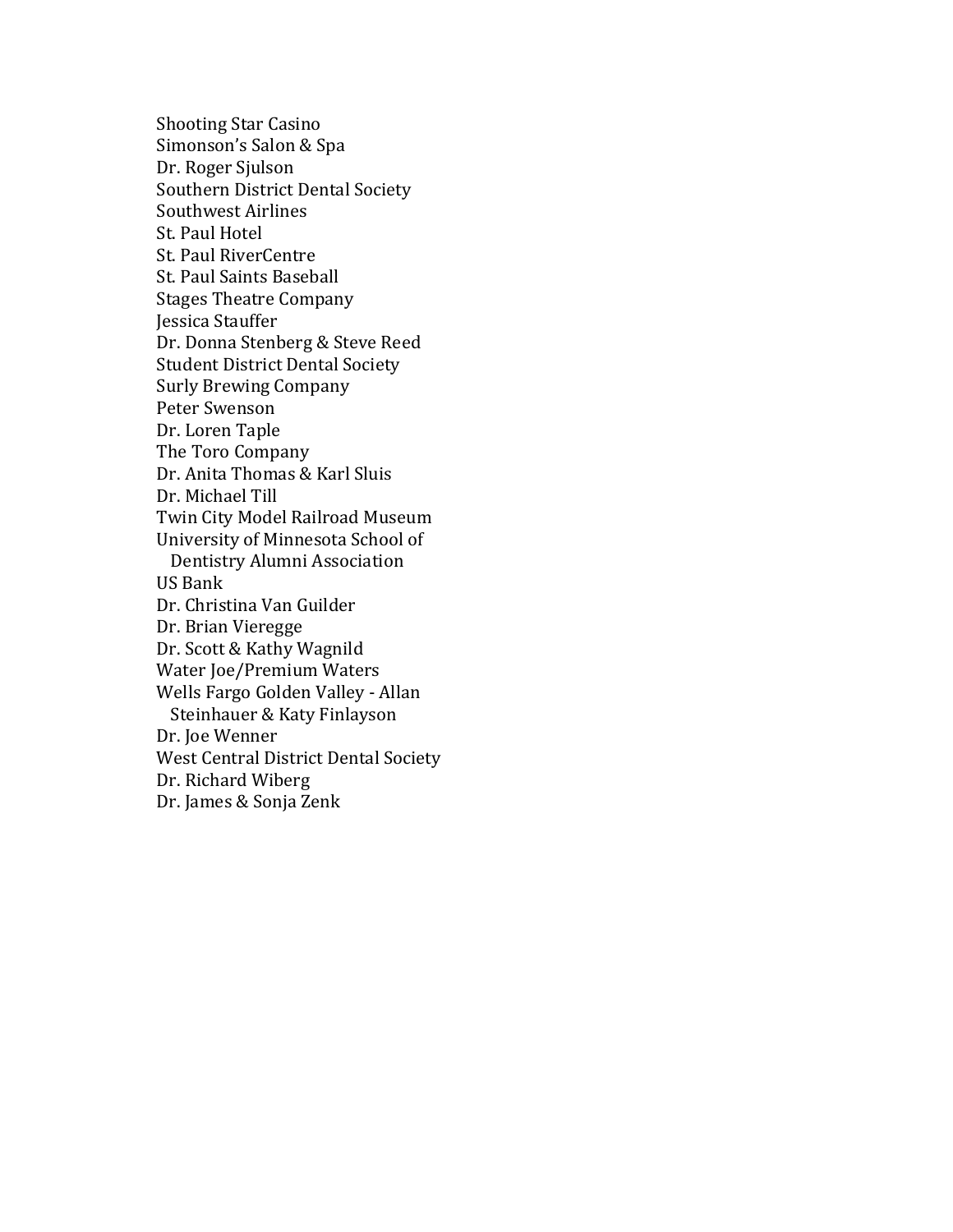Shooting Star Casino
Simonson's Salon & Spa
Dr. Roger Sjulson
Southern District Dental Society
Southwest Airlines
St. Paul Hotel
St. Paul RiverCentre
St. Paul Saints Baseball
Stages Theatre Company
Jessica Stauffer
Dr. Donna Stenberg & Steve Reed
Student District Dental Society
Surly Brewing Company
Peter Swenson
Dr. Loren Taple
The Toro Company
Dr. Anita Thomas & Karl Sluis
Dr. Michael Till
Twin City Model Railroad Museum
University of Minnesota School of Dentistry Alumni Association
US Bank
Dr. Christina Van Guilder
Dr. Brian Vieregge
Dr. Scott & Kathy Wagnild
Water Joe/Premium Waters
Wells Fargo Golden Valley - Allan Steinhauer & Katy Finlayson
Dr. Joe Wenner
West Central District Dental Society
Dr. Richard Wiberg
Dr. James & Sonja Zenk